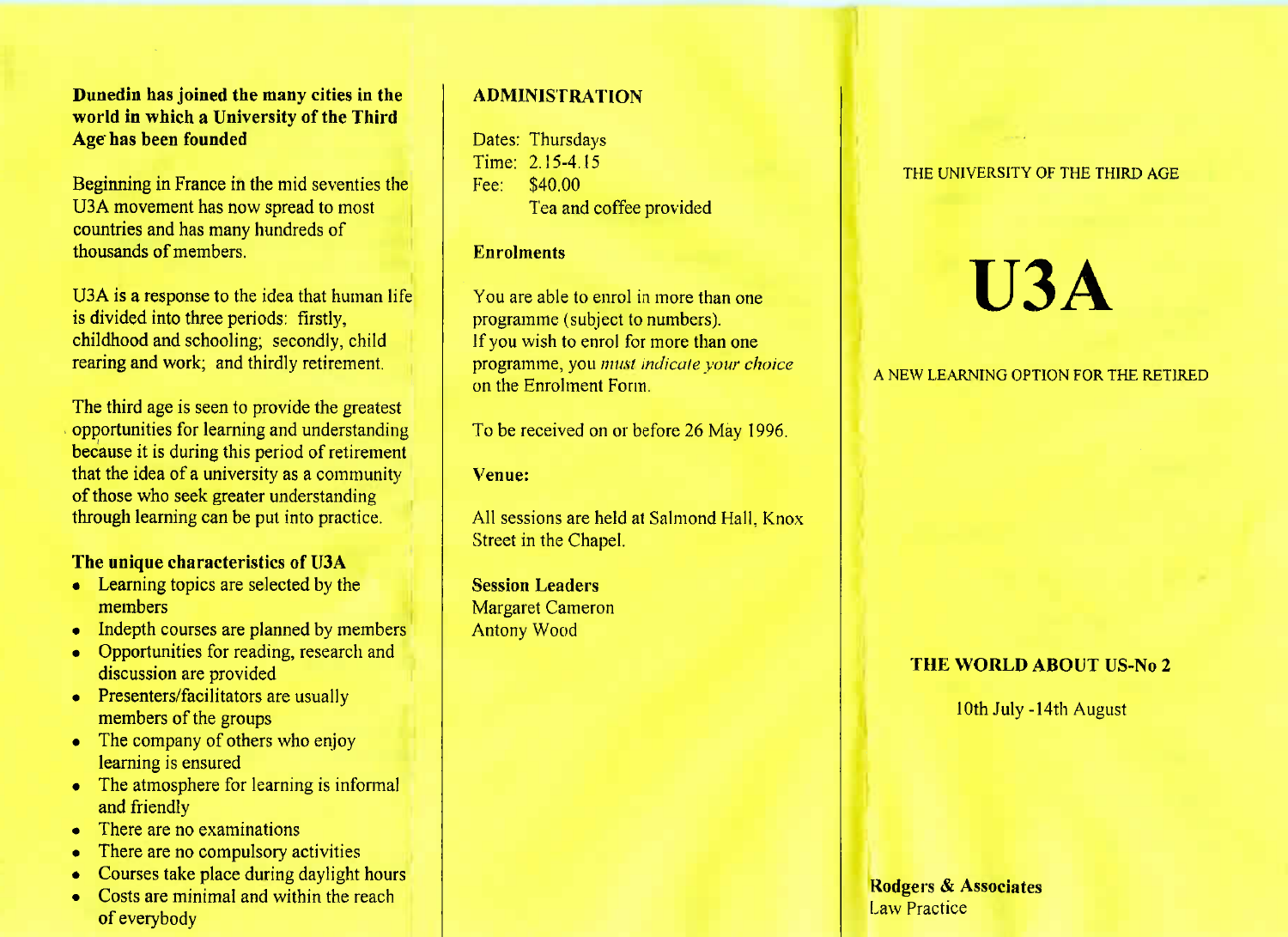**Dunedin has joined the many cities in the world in which a University of the Third Age has been founded**

Beginning in France in the mid seventies the U3A movement has now spread to most countries and has many hundreds of thousands of members.

U3A is a response to the idea that human life is divided into three periods: firstly, childhood and schooling; secondly, child rearing and work; and thirdly retirement.

The third age is seen to provide the greatest opportunities for learning and understanding because it is during this period of retirement that the idea of a university as a community of those who seek greater understanding through learning can be put into practice.

### The unique characteristics of U3A

- Learning topics are selected by the members
- Indepth courses are planned by members
- Opportunities for reading, research and discussion are provided
- Presenters/facilitators are usually members of the groups
- The company of others who enjoy learning is ensured
- The atmosphere for learning is informal and friendly
- There are no examinations
- There are no compulsory activities
- Courses take place during daylight hours
- Costs are minimal and within the reach of everybody

## ADMINISTRATION

Dates: Thursdays
Time: 2.15-4.15
Fee: $40.00
Tea and coffee provided

### Enrolments

You are able to enrol in more than one programme (subject to numbers).
If you wish to enrol for more than one programme, you *must indicate your choice* on the Enrolment Form.

To be received on or before 26 May 1996.

### Venue:

All sessions are held at Salmond Hall, Knox Street in the Chapel.

**Session Leaders**
Margaret Cameron
Antony Wood

THE UNIVERSITY OF THE THIRD AGE

# U3A

A NEW LEARNING OPTION FOR THE RETIRED

### THE WORLD ABOUT US-No 2

10th July -14th August

**Rodgers & Associates**
Law Practice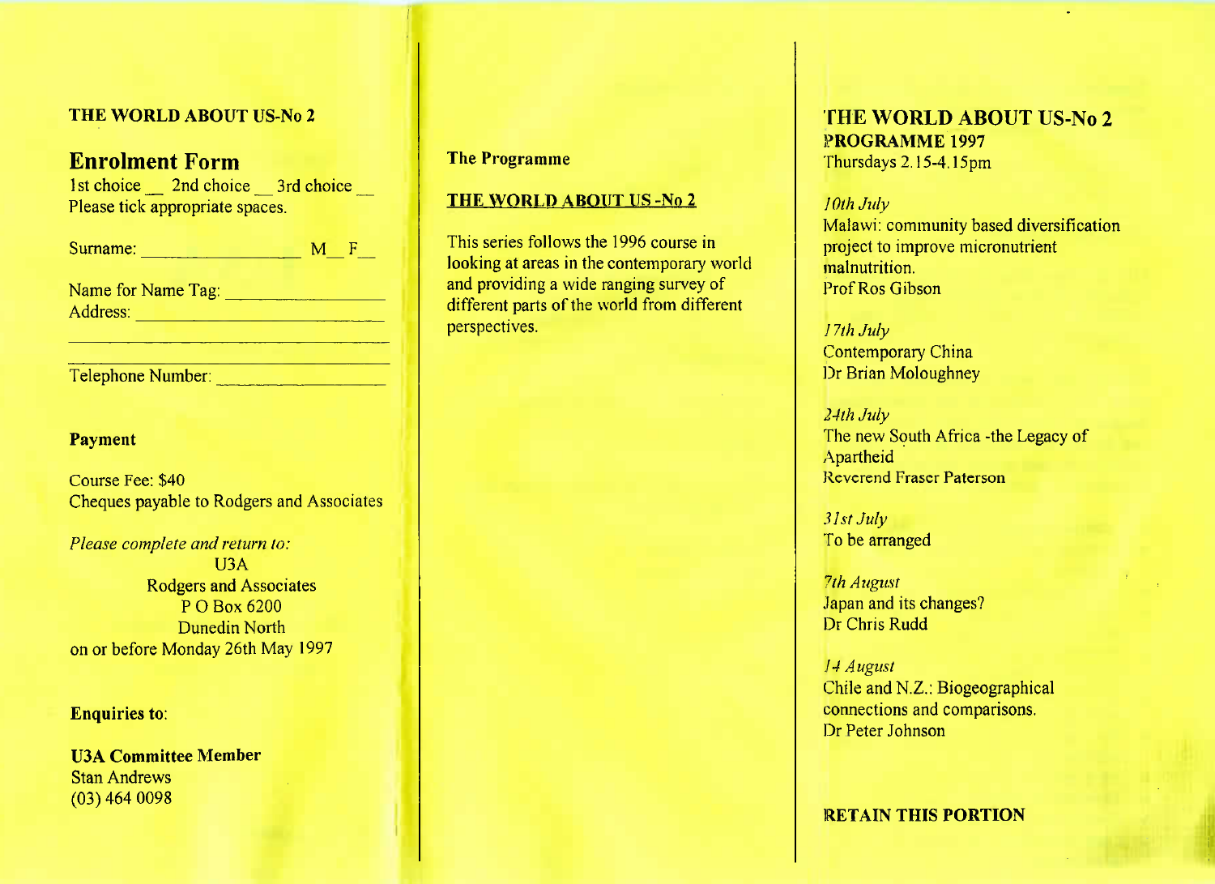**THE WORLD ABOUT US-No 2**

## Enrolment Form

1st choice __ 2nd choice __ 3rd choice __
Please tick appropriate spaces.

Surname: ________________ M__ F__

Name for Name Tag: ________________
Address: ________________________

________________________________

Telephone Number: ________________

**Payment**

Course Fee: $40
Cheques payable to Rodgers and Associates

*Please complete and return to:*
U3A
Rodgers and Associates
P O Box 6200
Dunedin North
on or before Monday 26th May 1997

**Enquiries to**:

**U3A Committee Member**
Stan Andrews
(03) 464 0098

**The Programme**

**THE WORLD ABOUT US -No 2**

This series follows the 1996 course in looking at areas in the contemporary world and providing a wide ranging survey of different parts of the world from different perspectives.

## THE WORLD ABOUT US-No 2
**PROGRAMME 1997**
Thursdays 2.15-4.15pm

*10th July*
Malawi: community based diversification project to improve micronutrient malnutrition.
Prof Ros Gibson

*17th July*
Contemporary China
Dr Brian Moloughney

*24th July*
The new South Africa -the Legacy of Apartheid
Reverend Fraser Paterson

*31st July*
To be arranged

*7th August*
Japan and its changes?
Dr Chris Rudd

*14 August*
Chile and N.Z.: Biogeographical connections and comparisons.
Dr Peter Johnson

**RETAIN THIS PORTION**